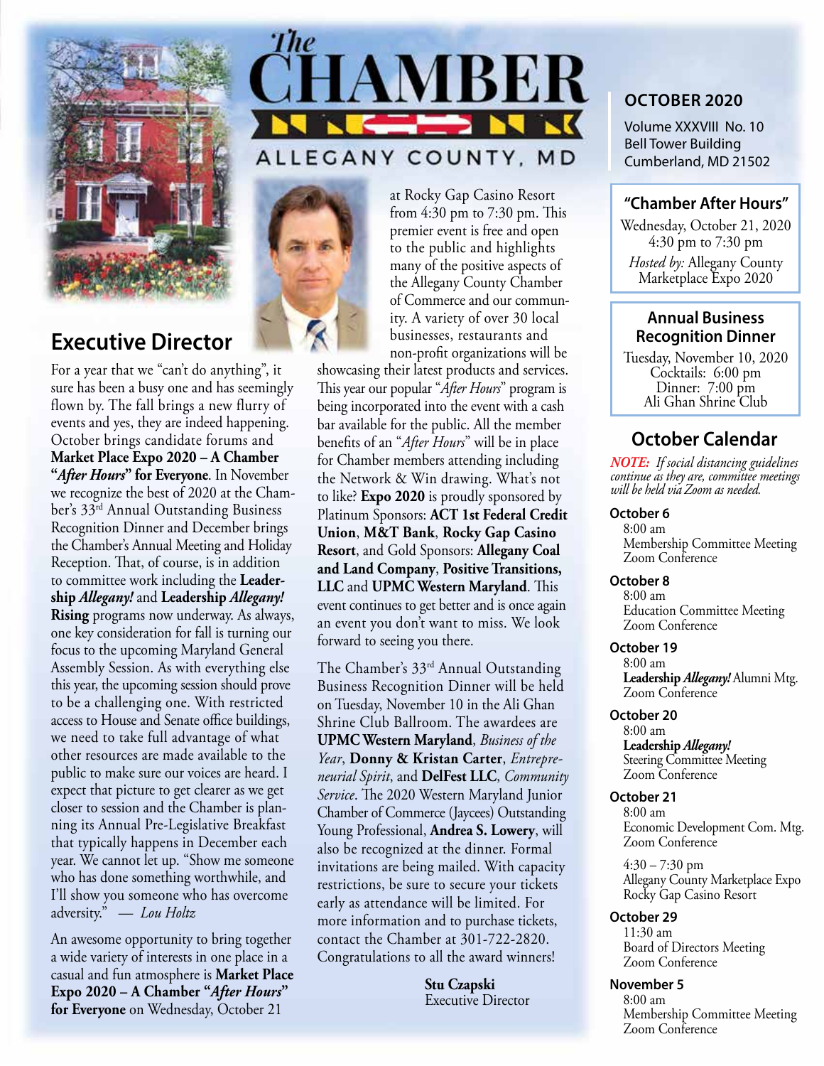# The CHAMBER

ALLEGANY COUNTY, MD

**OCTOBER 2020**

Volume XXXVIII No. 10
Bell Tower Building
Cumberland, MD 21502

## Executive Director

For a year that we "can't do anything", it sure has been a busy one and has seemingly flown by. The fall brings a new flurry of events and yes, they are indeed happening. October brings candidate forums and **Market Place Expo 2020 – A Chamber "*After Hours*" for Everyone**. In November we recognize the best of 2020 at the Chamber's 33rd Annual Outstanding Business Recognition Dinner and December brings the Chamber's Annual Meeting and Holiday Reception. That, of course, is in addition to committee work including the **Leadership *Allegany!*** and **Leadership *Allegany!* Rising** programs now underway. As always, one key consideration for fall is turning our focus to the upcoming Maryland General Assembly Session. As with everything else this year, the upcoming session should prove to be a challenging one. With restricted access to House and Senate office buildings, we need to take full advantage of what other resources are made available to the public to make sure our voices are heard. I expect that picture to get clearer as we get closer to session and the Chamber is planning its Annual Pre-Legislative Breakfast that typically happens in December each year. We cannot let up. "Show me someone who has done something worthwhile, and I'll show you someone who has overcome adversity." — *Lou Holtz*

An awesome opportunity to bring together a wide variety of interests in one place in a casual and fun atmosphere is **Market Place Expo 2020 – A Chamber "*After Hours*" for Everyone** on Wednesday, October 21 at Rocky Gap Casino Resort from 4:30 pm to 7:30 pm. This premier event is free and open to the public and highlights many of the positive aspects of the Allegany County Chamber of Commerce and our community. A variety of over 30 local businesses, restaurants and non-profit organizations will be showcasing their latest products and services. This year our popular "*After Hours*" program is being incorporated into the event with a cash bar available for the public. All the member benefits of an "*After Hours*" will be in place for Chamber members attending including the Network & Win drawing. What's not to like? **Expo 2020** is proudly sponsored by Platinum Sponsors: **ACT 1st Federal Credit Union**, **M&T Bank**, **Rocky Gap Casino Resort**, and Gold Sponsors: **Allegany Coal and Land Company**, **Positive Transitions, LLC** and **UPMC Western Maryland**. This event continues to get better and is once again an event you don't want to miss. We look forward to seeing you there.

The Chamber's 33rd Annual Outstanding Business Recognition Dinner will be held on Tuesday, November 10 in the Ali Ghan Shrine Club Ballroom. The awardees are **UPMC Western Maryland**, *Business of the Year*, **Donny & Kristan Carter**, *Entrepreneurial Spirit*, and **DelFest LLC**, *Community Service*. The 2020 Western Maryland Junior Chamber of Commerce (Jaycees) Outstanding Young Professional, **Andrea S. Lowery**, will also be recognized at the dinner. Formal invitations are being mailed. With capacity restrictions, be sure to secure your tickets early as attendance will be limited. For more information and to purchase tickets, contact the Chamber at 301-722-2820. Congratulations to all the award winners!

**Stu Czapski**
Executive Director

---

### "Chamber After Hours"

Wednesday, October 21, 2020
4:30 pm to 7:30 pm
*Hosted by:* Allegany County Marketplace Expo 2020

### Annual Business Recognition Dinner

Tuesday, November 10, 2020
Cocktails: 6:00 pm
Dinner: 7:00 pm
Ali Ghan Shrine Club

## October Calendar

*NOTE: If social distancing guidelines continue as they are, committee meetings will be held via Zoom as needed.*

**October 6**
8:00 am
Membership Committee Meeting
Zoom Conference

**October 8**
8:00 am
Education Committee Meeting
Zoom Conference

**October 19**
8:00 am
**Leadership *Allegany!*** Alumni Mtg.
Zoom Conference

**October 20**
8:00 am
**Leadership *Allegany!***
Steering Committee Meeting
Zoom Conference

**October 21**
8:00 am
Economic Development Com. Mtg.
Zoom Conference

4:30 – 7:30 pm
Allegany County Marketplace Expo
Rocky Gap Casino Resort

**October 29**
11:30 am
Board of Directors Meeting
Zoom Conference

**November 5**
8:00 am
Membership Committee Meeting
Zoom Conference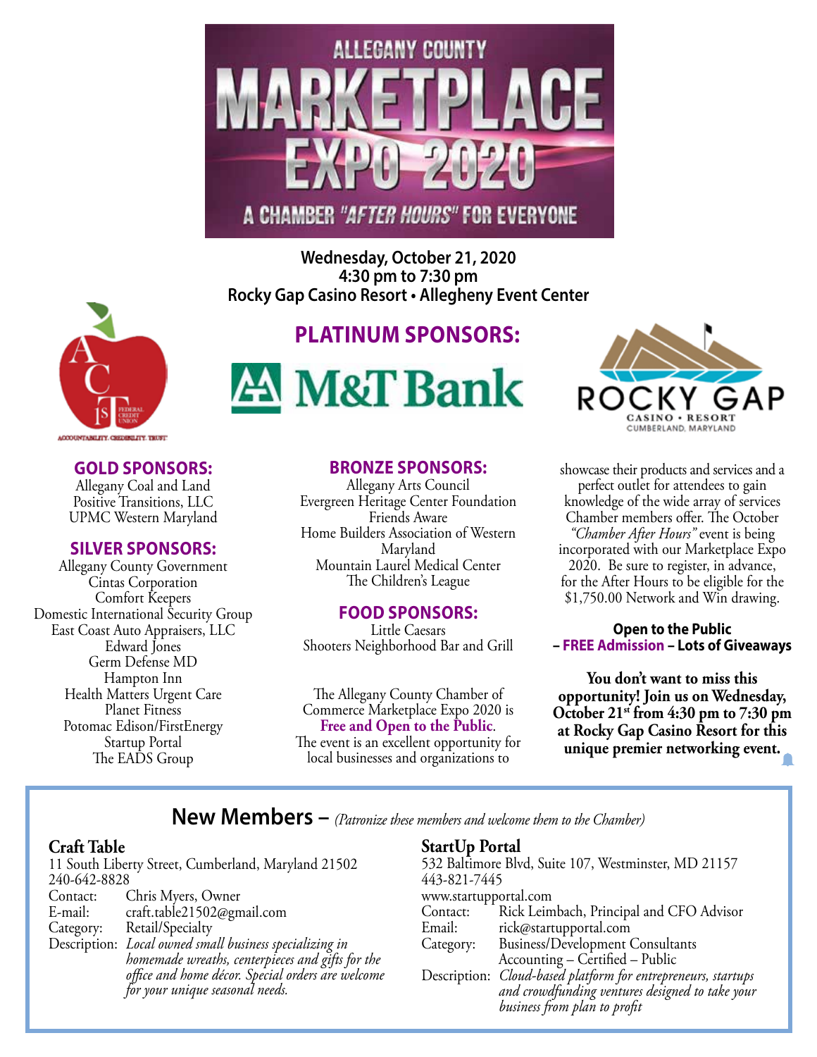# ALLEGANY COUNTY MARKETPLACE EXPO 2020

## A CHAMBER "AFTER HOURS" FOR EVERYONE

**Wednesday, October 21, 2020**
**4:30 pm to 7:30 pm**
**Rocky Gap Casino Resort • Allegheny Event Center**

## PLATINUM SPONSORS:

M&T Bank

ACT 1st Federal Credit Union — Accountability. Credibility. Trust.

Rocky Gap Casino • Resort, Cumberland, Maryland

### GOLD SPONSORS:

Allegany Coal and Land
Positive Transitions, LLC
UPMC Western Maryland

### SILVER SPONSORS:

Allegany County Government
Cintas Corporation
Comfort Keepers
Domestic International Security Group
East Coast Auto Appraisers, LLC
Edward Jones
Germ Defense MD
Hampton Inn
Health Matters Urgent Care
Planet Fitness
Potomac Edison/FirstEnergy
Startup Portal
The EADS Group

### BRONZE SPONSORS:

Allegany Arts Council
Evergreen Heritage Center Foundation
Friends Aware
Home Builders Association of Western Maryland
Mountain Laurel Medical Center
The Children's League

### FOOD SPONSORS:

Little Caesars
Shooters Neighborhood Bar and Grill

The Allegany County Chamber of Commerce Marketplace Expo 2020 is **Free and Open to the Public**. The event is an excellent opportunity for local businesses and organizations to showcase their products and services and a perfect outlet for attendees to gain knowledge of the wide array of services Chamber members offer. The October *"Chamber After Hours"* event is being incorporated with our Marketplace Expo 2020. Be sure to register, in advance, for the After Hours to be eligible for the $1,750.00 Network and Win drawing.

**Open to the Public – FREE Admission – Lots of Giveaways**

**You don't want to miss this opportunity! Join us on Wednesday, October 21st from 4:30 pm to 7:30 pm at Rocky Gap Casino Resort for this unique premier networking event.**

## New Members – *(Patronize these members and welcome them to the Chamber)*

### Craft Table

11 South Liberty Street, Cumberland, Maryland 21502
240-642-8828
Contact: Chris Myers, Owner
E-mail: craft.table21502@gmail.com
Category: Retail/Specialty
Description: *Local owned small business specializing in homemade wreaths, centerpieces and gifts for the office and home décor. Special orders are welcome for your unique seasonal needs.*

### StartUp Portal

532 Baltimore Blvd, Suite 107, Westminster, MD 21157
443-821-7445
www.startupportal.com
Contact: Rick Leimbach, Principal and CFO Advisor
Email: rick@startupportal.com
Category: Business/Development Consultants
Accounting – Certified – Public
Description: *Cloud-based platform for entrepreneurs, startups and crowdfunding ventures designed to take your business from plan to profit*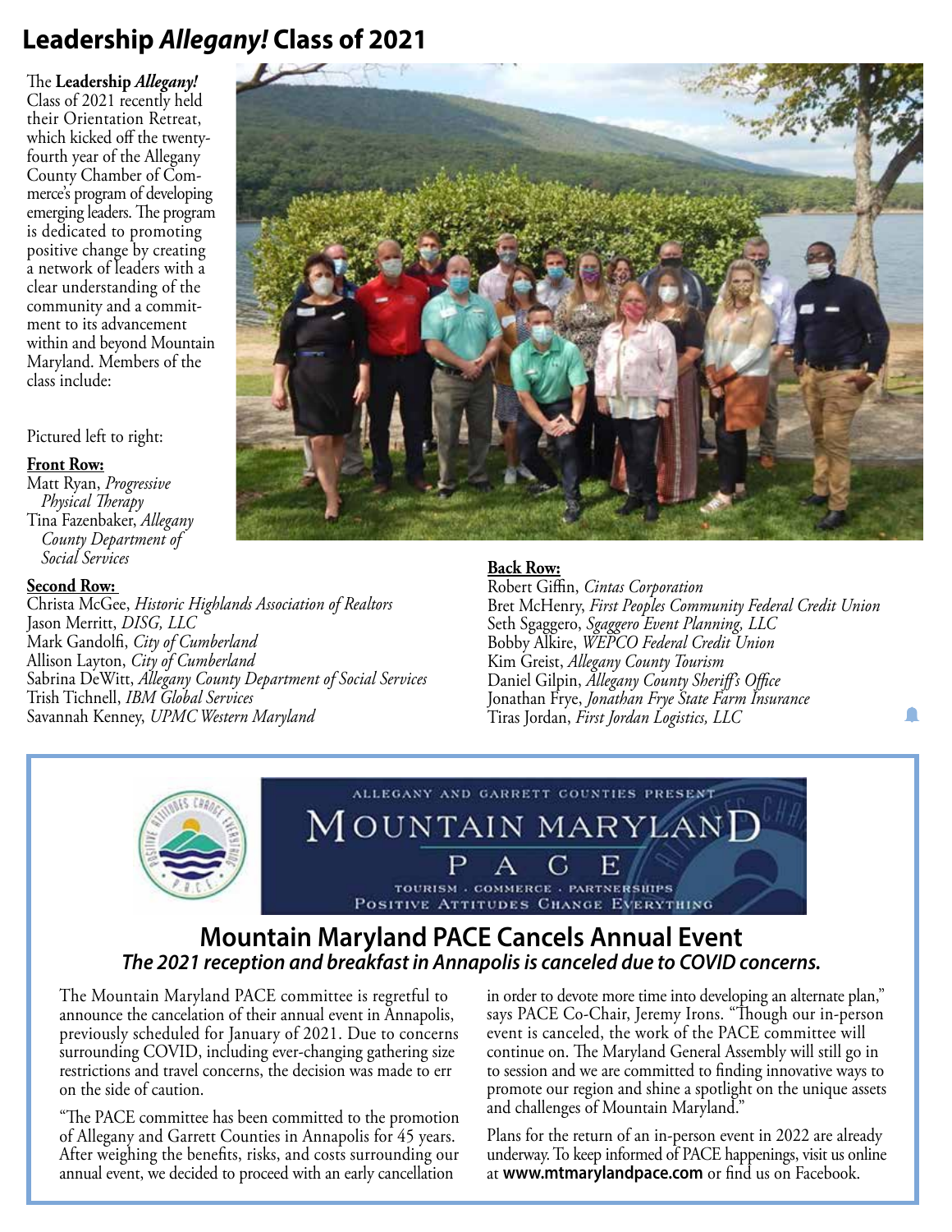## Leadership *Allegany!* Class of 2021

The **Leadership *Allegany!*** Class of 2021 recently held their Orientation Retreat, which kicked off the twenty-fourth year of the Allegany County Chamber of Commerce's program of developing emerging leaders. The program is dedicated to promoting positive change by creating a network of leaders with a clear understanding of the community and a commitment to its advancement within and beyond Mountain Maryland. Members of the class include:

Pictured left to right:

**Front Row:**
Matt Ryan, *Progressive Physical Therapy*
Tina Fazenbaker, *Allegany County Department of Social Services*

**Second Row:**
Christa McGee, *Historic Highlands Association of Realtors*
Jason Merritt, *DISG, LLC*
Mark Gandolfi, *City of Cumberland*
Allison Layton, *City of Cumberland*
Sabrina DeWitt, *Allegany County Department of Social Services*
Trish Tichnell, *IBM Global Services*
Savannah Kenney, *UPMC Western Maryland*

**Back Row:**
Robert Giffin, *Cintas Corporation*
Bret McHenry, *First Peoples Community Federal Credit Union*
Seth Sgaggero, *Sgaggero Event Planning, LLC*
Bobby Alkire, *WEPCO Federal Credit Union*
Kim Greist, *Allegany County Tourism*
Daniel Gilpin, *Allegany County Sheriff's Office*
Jonathan Frye, *Jonathan Frye State Farm Insurance*
Tiras Jordan, *First Jordan Logistics, LLC*

ALLEGANY AND GARRETT COUNTIES PRESENT
MOUNTAIN MARYLAND PACE
TOURISM · COMMERCE · PARTNERSHIPS
POSITIVE ATTITUDES CHANGE EVERYTHING

## Mountain Maryland PACE Cancels Annual Event

***The 2021 reception and breakfast in Annapolis is canceled due to COVID concerns.***

The Mountain Maryland PACE committee is regretful to announce the cancelation of their annual event in Annapolis, previously scheduled for January of 2021. Due to concerns surrounding COVID, including ever-changing gathering size restrictions and travel concerns, the decision was made to err on the side of caution.

"The PACE committee has been committed to the promotion of Allegany and Garrett Counties in Annapolis for 45 years. After weighing the benefits, risks, and costs surrounding our annual event, we decided to proceed with an early cancellation in order to devote more time into developing an alternate plan," says PACE Co-Chair, Jeremy Irons. "Though our in-person event is canceled, the work of the PACE committee will continue on. The Maryland General Assembly will still go in to session and we are committed to finding innovative ways to promote our region and shine a spotlight on the unique assets and challenges of Mountain Maryland."

Plans for the return of an in-person event in 2022 are already underway. To keep informed of PACE happenings, visit us online at **www.mtmarylandpace.com** or find us on Facebook.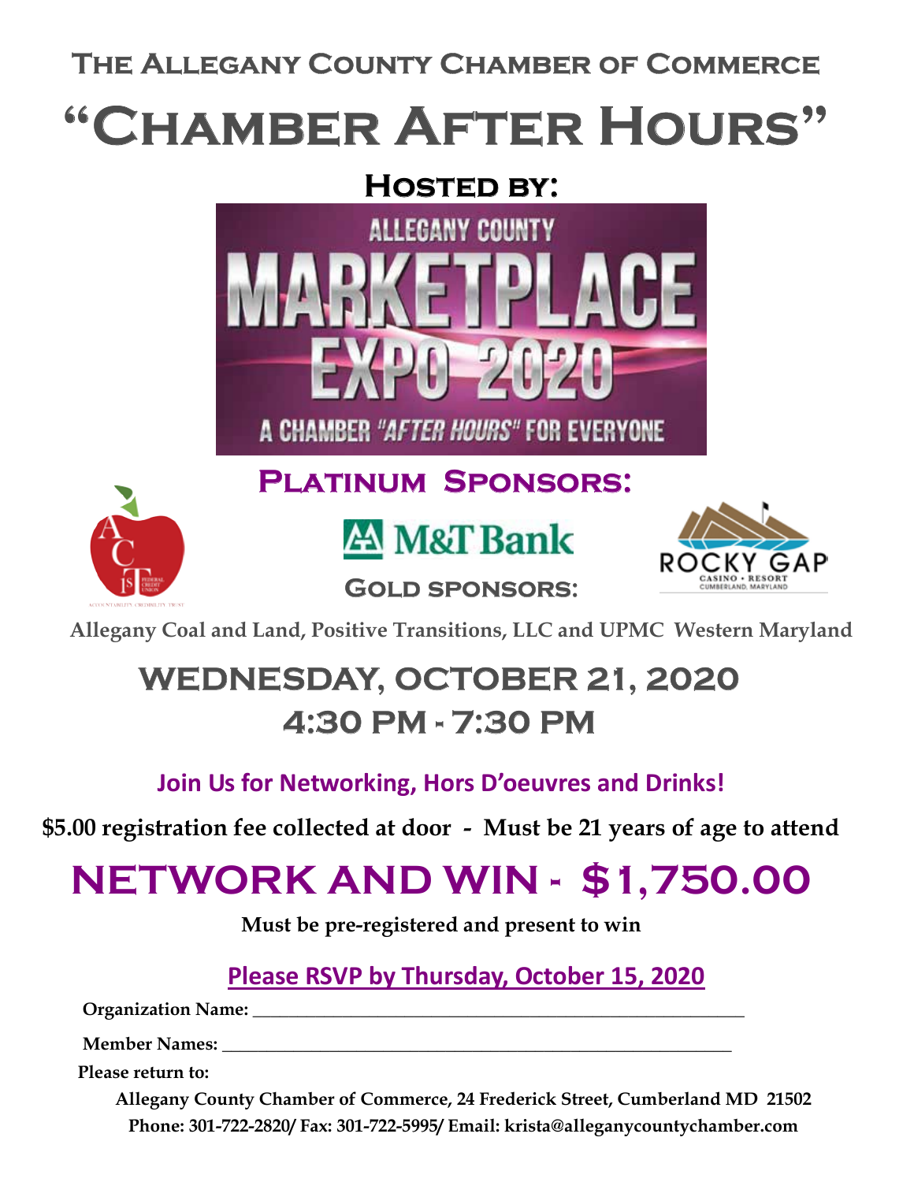# The Allegany County Chamber of Commerce

# "Chamber After Hours"

## Hosted by:

ALLEGANY COUNTY

MARKETPLACE EXPO 2020

A CHAMBER "AFTER HOURS" FOR EVERYONE

## Platinum Sponsors:

M&T Bank

ROCKY GAP CASINO • RESORT CUMBERLAND, MARYLAND

## Gold sponsors:

**Allegany Coal and Land, Positive Transitions, LLC and UPMC Western Maryland**

# WEDNESDAY, OCTOBER 21, 2020

# 4:30 PM - 7:30 PM

**Join Us for Networking, Hors D'oeuvres and Drinks!**

**$5.00 registration fee collected at door - Must be 21 years of age to attend**

# NETWORK AND WIN - $1,750.00

**Must be pre-registered and present to win**

**Please RSVP by Thursday, October 15, 2020**

**Organization Name:** ________________________________________________

**Member Names:** ________________________________________________

**Please return to:**

**Allegany County Chamber of Commerce, 24 Frederick Street, Cumberland MD 21502**

**Phone: 301-722-2820/ Fax: 301-722-5995/ Email: krista@alleganycountychamber.com**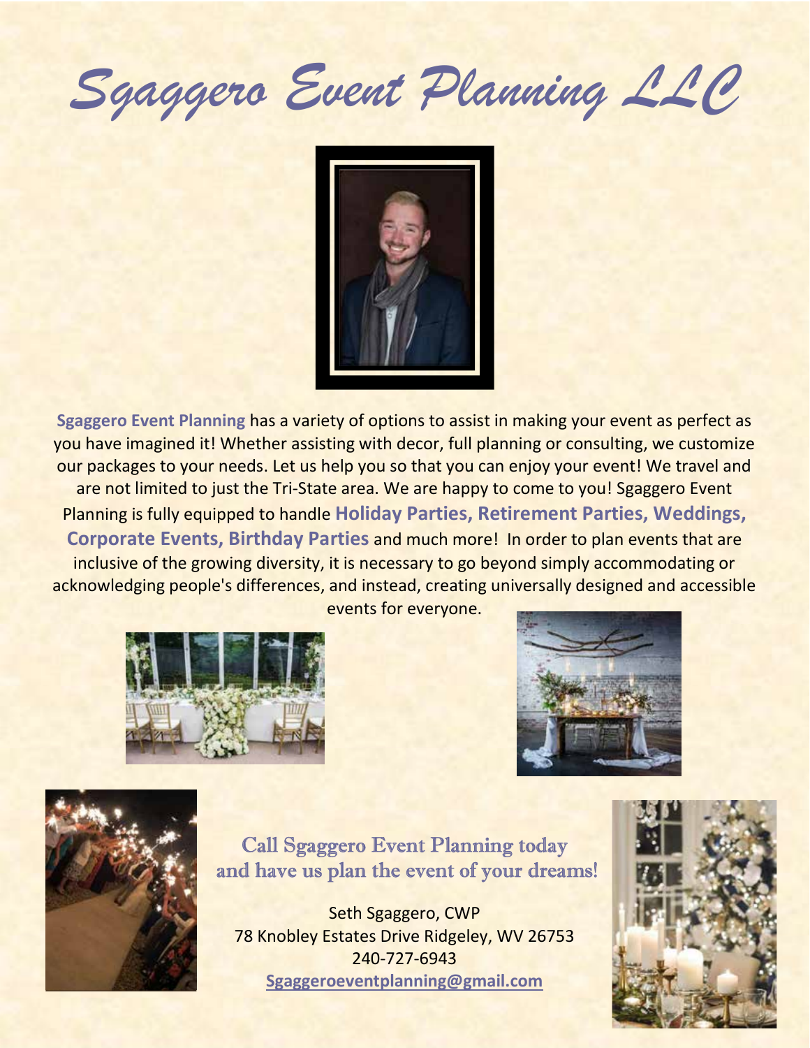# Sgaggero Event Planning LLC

**Sgaggero Event Planning** has a variety of options to assist in making your event as perfect as you have imagined it! Whether assisting with decor, full planning or consulting, we customize our packages to your needs. Let us help you so that you can enjoy your event! We travel and are not limited to just the Tri-State area. We are happy to come to you! Sgaggero Event Planning is fully equipped to handle **Holiday Parties, Retirement Parties, Weddings, Corporate Events, Birthday Parties** and much more! In order to plan events that are inclusive of the growing diversity, it is necessary to go beyond simply accommodating or acknowledging people's differences, and instead, creating universally designed and accessible events for everyone.

## Call Sgaggero Event Planning today and have us plan the event of your dreams!

Seth Sgaggero, CWP
78 Knobley Estates Drive Ridgeley, WV 26753
240-727-6943
Sgaggeroeventplanning@gmail.com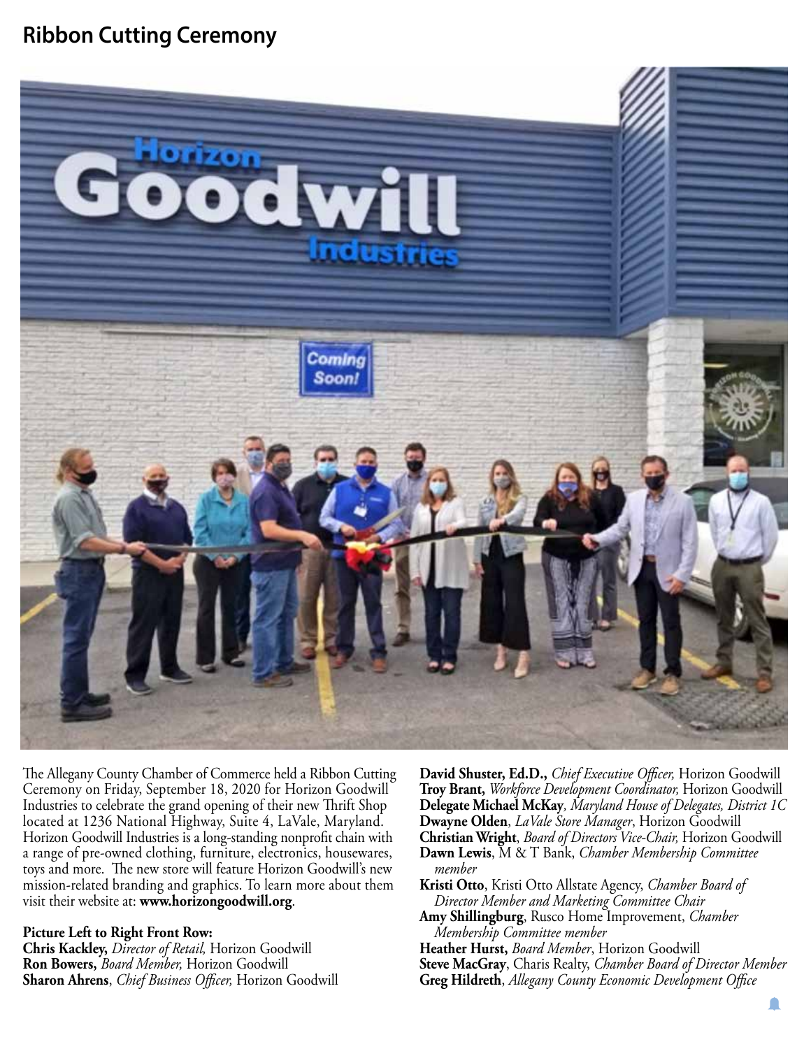## Ribbon Cutting Ceremony

The Allegany County Chamber of Commerce held a Ribbon Cutting Ceremony on Friday, September 18, 2020 for Horizon Goodwill Industries to celebrate the grand opening of their new Thrift Shop located at 1236 National Highway, Suite 4, LaVale, Maryland. Horizon Goodwill Industries is a long-standing nonprofit chain with a range of pre-owned clothing, furniture, electronics, housewares, toys and more. The new store will feature Horizon Goodwill's new mission-related branding and graphics. To learn more about them visit their website at: **www.horizongoodwill.org**.

**Picture Left to Right Front Row:**

**Chris Kackley,** *Director of Retail,* Horizon Goodwill
**Ron Bowers,** *Board Member,* Horizon Goodwill
**Sharon Ahrens**, *Chief Business Officer,* Horizon Goodwill
**David Shuster, Ed.D.,** *Chief Executive Officer,* Horizon Goodwill
**Troy Brant,** *Workforce Development Coordinator,* Horizon Goodwill
**Delegate Michael McKay***, Maryland House of Delegates, District 1C*
**Dwayne Olden**, *LaVale Store Manager*, Horizon Goodwill
**Christian Wright**, *Board of Directors Vice-Chair,* Horizon Goodwill
**Dawn Lewis**, M & T Bank, *Chamber Membership Committee member*
**Kristi Otto**, Kristi Otto Allstate Agency, *Chamber Board of Director Member and Marketing Committee Chair*
**Amy Shillingburg**, Rusco Home Improvement, *Chamber Membership Committee member*
**Heather Hurst,** *Board Member*, Horizon Goodwill
**Steve MacGray**, Charis Realty, *Chamber Board of Director Member*
**Greg Hildreth**, *Allegany County Economic Development Office*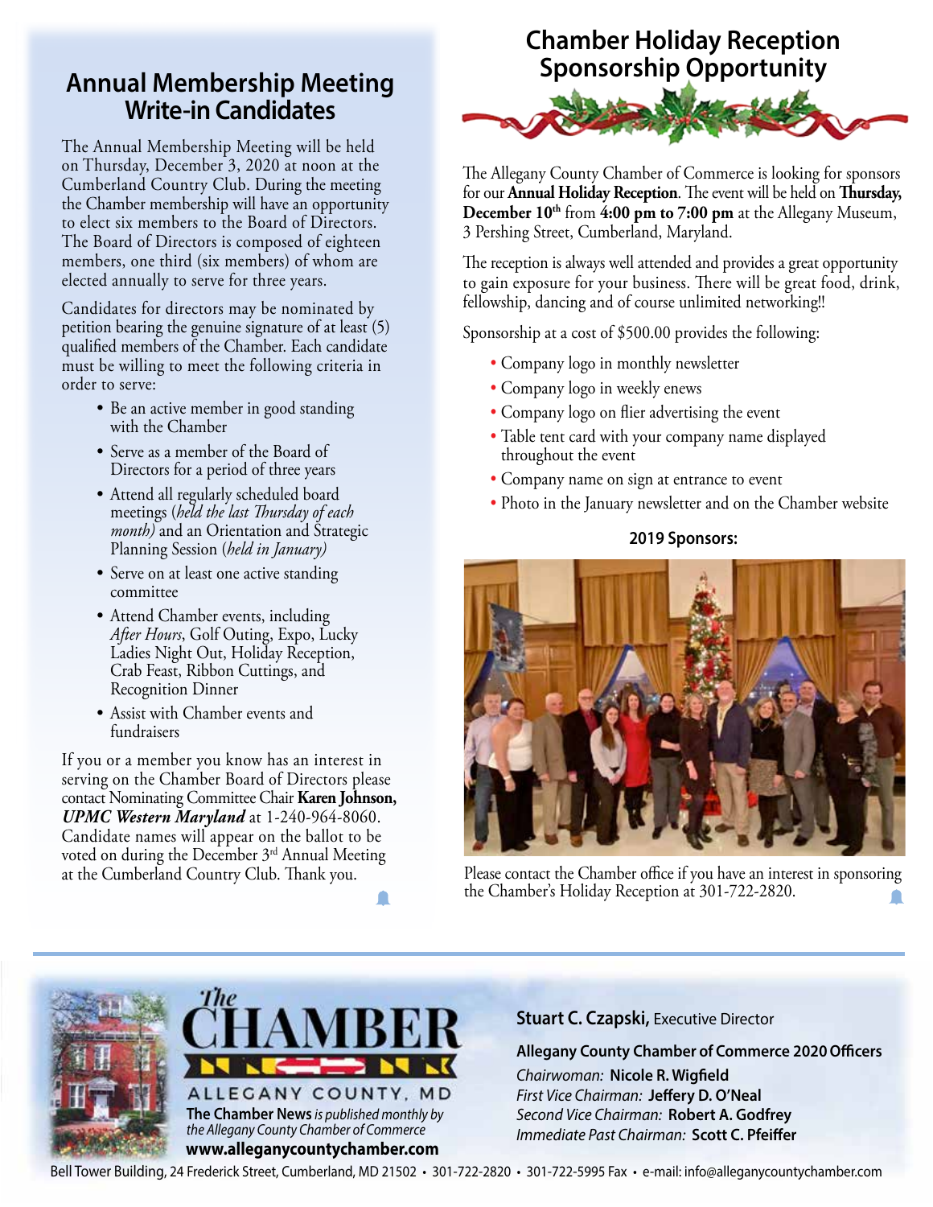## Annual Membership Meeting Write-in Candidates

The Annual Membership Meeting will be held on Thursday, December 3, 2020 at noon at the Cumberland Country Club. During the meeting the Chamber membership will have an opportunity to elect six members to the Board of Directors. The Board of Directors is composed of eighteen members, one third (six members) of whom are elected annually to serve for three years.

Candidates for directors may be nominated by petition bearing the genuine signature of at least (5) qualified members of the Chamber. Each candidate must be willing to meet the following criteria in order to serve:

- Be an active member in good standing with the Chamber
- Serve as a member of the Board of Directors for a period of three years
- Attend all regularly scheduled board meetings (*held the last Thursday of each month)* and an Orientation and Strategic Planning Session (*held in January)*
- Serve on at least one active standing committee
- Attend Chamber events, including *After Hours*, Golf Outing, Expo, Lucky Ladies Night Out, Holiday Reception, Crab Feast, Ribbon Cuttings, and Recognition Dinner
- Assist with Chamber events and fundraisers

If you or a member you know has an interest in serving on the Chamber Board of Directors please contact Nominating Committee Chair **Karen Johnson,** ***UPMC Western Maryland*** at 1-240-964-8060. Candidate names will appear on the ballot to be voted on during the December 3rd Annual Meeting at the Cumberland Country Club. Thank you.

## Chamber Holiday Reception Sponsorship Opportunity

The Allegany County Chamber of Commerce is looking for sponsors for our **Annual Holiday Reception**. The event will be held on **Thursday, December 10th** from **4:00 pm to 7:00 pm** at the Allegany Museum, 3 Pershing Street, Cumberland, Maryland.

The reception is always well attended and provides a great opportunity to gain exposure for your business. There will be great food, drink, fellowship, dancing and of course unlimited networking!!

Sponsorship at a cost of $500.00 provides the following:

- Company logo in monthly newsletter
- Company logo in weekly enews
- Company logo on flier advertising the event
- Table tent card with your company name displayed throughout the event
- Company name on sign at entrance to event
- Photo in the January newsletter and on the Chamber website

**2019 Sponsors:**

Please contact the Chamber office if you have an interest in sponsoring the Chamber's Holiday Reception at 301-722-2820.

---

The CHAMBER
ALLEGANY COUNTY, MD

**The Chamber News** *is published monthly by the Allegany County Chamber of Commerce*
**www.alleganycountychamber.com**

**Stuart C. Czapski,** Executive Director

**Allegany County Chamber of Commerce 2020 Officers**
*Chairwoman:* **Nicole R. Wigfield**
*First Vice Chairman:* **Jeffery D. O'Neal**
*Second Vice Chairman:* **Robert A. Godfrey**
*Immediate Past Chairman:* **Scott C. Pfeiffer**

Bell Tower Building, 24 Frederick Street, Cumberland, MD 21502 • 301-722-2820 • 301-722-5995 Fax • e-mail: info@alleganycountychamber.com